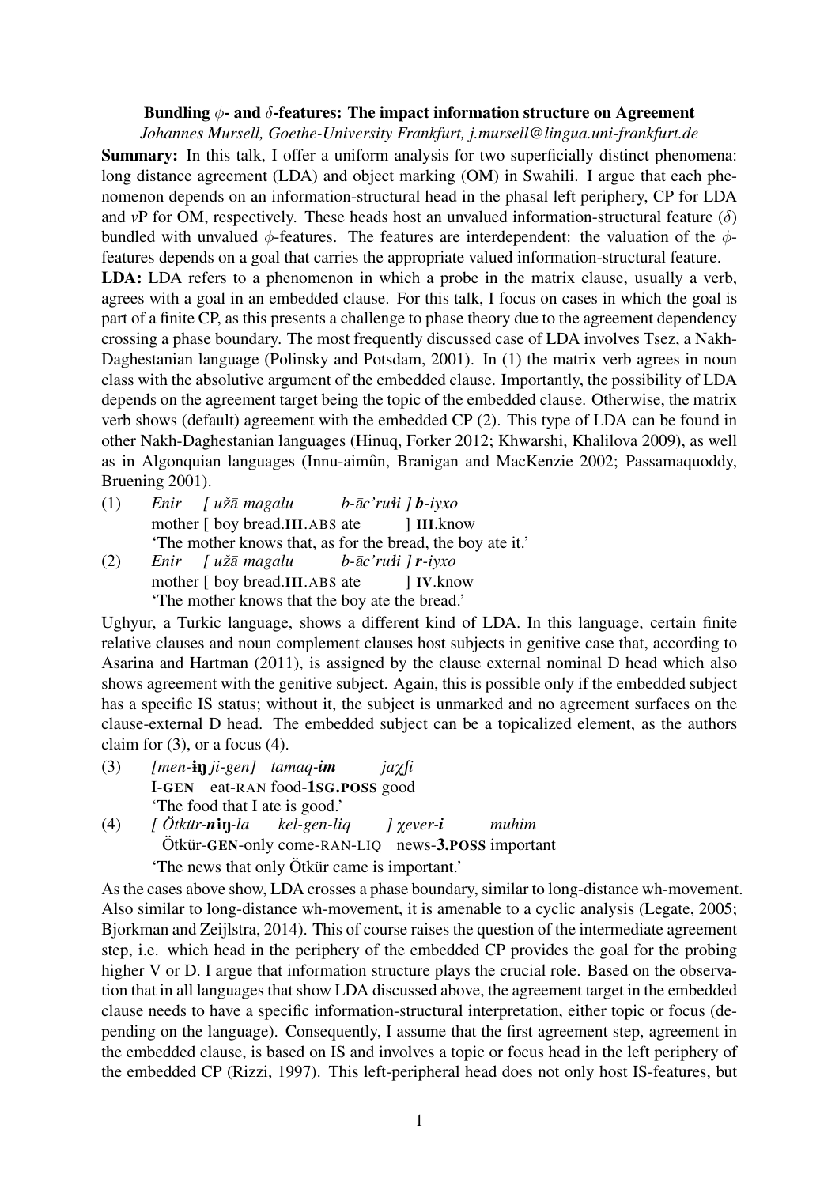**Bundling $\phi$- and $\delta$-features: The impact information structure on Agreement**

*Johannes Mursell, Goethe-University Frankfurt, j.mursell@lingua.uni-frankfurt.de*

**Summary:** In this talk, I offer a uniform analysis for two superficially distinct phenomena: long distance agreement (LDA) and object marking (OM) in Swahili. I argue that each phenomenon depends on an information-structural head in the phasal left periphery, CP for LDA and *v*P for OM, respectively. These heads host an unvalued information-structural feature ($\delta$) bundled with unvalued $\phi$-features. The features are interdependent: the valuation of the $\phi$-features depends on a goal that carries the appropriate valued information-structural feature.

**LDA:** LDA refers to a phenomenon in which a probe in the matrix clause, usually a verb, agrees with a goal in an embedded clause. For this talk, I focus on cases in which the goal is part of a finite CP, as this presents a challenge to phase theory due to the agreement dependency crossing a phase boundary. The most frequently discussed case of LDA involves Tsez, a Nakh-Daghestanian language (Polinsky and Potsdam, 2001). In (1) the matrix verb agrees in noun class with the absolutive argument of the embedded clause. Importantly, the possibility of LDA depends on the agreement target being the topic of the embedded clause. Otherwise, the matrix verb shows (default) agreement with the embedded CP (2). This type of LDA can be found in other Nakh-Daghestanian languages (Hinuq, Forker 2012; Khwarshi, Khalilova 2009), as well as in Algonquian languages (Innu-aimûn, Branigan and MacKenzie 2002; Passamaquoddy, Bruening 2001).

(1) *Enir [ užā magalu b-āc'rułi ] **b**-iyxo*
mother [ boy bread.**III**.ABS ate ] **III**.know
'The mother knows that, as for the bread, the boy ate it.'

(2) *Enir [ užā magalu b-āc'rułi ] **r**-iyxo*
mother [ boy bread.**III**.ABS ate ] **IV**.know
'The mother knows that the boy ate the bread.'

Ughyur, a Turkic language, shows a different kind of LDA. In this language, certain finite relative clauses and noun complement clauses host subjects in genitive case that, according to Asarina and Hartman (2011), is assigned by the clause external nominal D head which also shows agreement with the genitive subject. Again, this is possible only if the embedded subject has a specific IS status; without it, the subject is unmarked and no agreement surfaces on the clause-external D head. The embedded subject can be a topicalized element, as the authors claim for (3), or a focus (4).

(3) *[men-**iŋ** ji-gen] tamaq-**im** jaχʃi*
I-**GEN** eat-RAN food-**1SG.POSS** good
'The food that I ate is good.'

(4) *[ Ötkür-**niŋ**-la kel-gen-liq ] χever-**i** muhim*
Ötkür-**GEN**-only come-RAN-LIQ news-**3.POSS** important
'The news that only Ötkür came is important.'

As the cases above show, LDA crosses a phase boundary, similar to long-distance wh-movement. Also similar to long-distance wh-movement, it is amenable to a cyclic analysis (Legate, 2005; Bjorkman and Zeijlstra, 2014). This of course raises the question of the intermediate agreement step, i.e. which head in the periphery of the embedded CP provides the goal for the probing higher V or D. I argue that information structure plays the crucial role. Based on the observation that in all languages that show LDA discussed above, the agreement target in the embedded clause needs to have a specific information-structural interpretation, either topic or focus (depending on the language). Consequently, I assume that the first agreement step, agreement in the embedded clause, is based on IS and involves a topic or focus head in the left periphery of the embedded CP (Rizzi, 1997). This left-peripheral head does not only host IS-features, but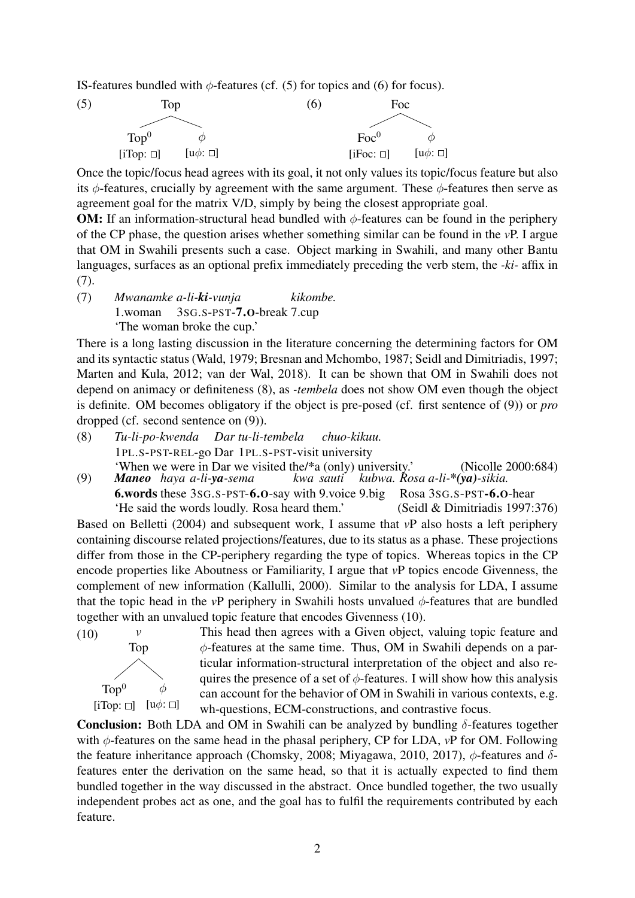IS-features bundled with $\phi$-features (cf. (5) for topics and (6) for focus).

(5) [Top [Top$^0$ [iTop: □]] [$\phi$ [u$\phi$: □]]]

(6) [Foc [Foc$^0$ [iFoc: □]] [$\phi$ [u$\phi$: □]]]

Once the topic/focus head agrees with its goal, it not only values its topic/focus feature but also its $\phi$-features, crucially by agreement with the same argument. These $\phi$-features then serve as agreement goal for the matrix V/D, simply by being the closest appropriate goal.

**OM:** If an information-structural head bundled with $\phi$-features can be found in the periphery of the CP phase, the question arises whether something similar can be found in the *v*P. I argue that OM in Swahili presents such a case. Object marking in Swahili, and many other Bantu languages, surfaces as an optional prefix immediately preceding the verb stem, the *-ki-* affix in (7).

(7) *Mwanamke a-li-**ki**-vunja kikombe.*
1.woman 3SG.S-PST-**7.O**-break 7.cup
'The woman broke the cup.'

There is a long lasting discussion in the literature concerning the determining factors for OM and its syntactic status (Wald, 1979; Bresnan and Mchombo, 1987; Seidl and Dimitriadis, 1997; Marten and Kula, 2012; van der Wal, 2018). It can be shown that OM in Swahili does not depend on animacy or definiteness (8), as *-tembela* does not show OM even though the object is definite. OM becomes obligatory if the object is pre-posed (cf. first sentence of (9)) or *pro* dropped (cf. second sentence on (9)).

(8) *Tu-li-po-kwenda Dar tu-li-tembela chuo-kikuu.*
1PL.S-PST-REL-go Dar 1PL.S-PST-visit university
'When we were in Dar we visited the/*a (only) university.' (Nicolle 2000:684)

(9) ***Maneo** haya a-li-**ya**-sema kwa sauti kubwa. Rosa a-li-*(**ya**)-sikia.*
**6.words** these 3SG.S-PST-**6.O**-say with 9.voice 9.big Rosa 3SG.S-PST-**6.O**-hear
'He said the words loudly. Rosa heard them.' (Seidl & Dimitriadis 1997:376)

Based on Belletti (2004) and subsequent work, I assume that *v*P also hosts a left periphery containing discourse related projections/features, due to its status as a phase. These projections differ from those in the CP-periphery regarding the type of topics. Whereas topics in the CP encode properties like Aboutness or Familiarity, I argue that *v*P topics encode Givenness, the complement of new information (Kallulli, 2000). Similar to the analysis for LDA, I assume that the topic head in the *v*P periphery in Swahili hosts unvalued $\phi$-features that are bundled together with an unvalued topic feature that encodes Givenness (10).

(10) *v* [Top [Top$^0$ [iTop: □]] [$\phi$ [u$\phi$: □]]]

This head then agrees with a Given object, valuing topic feature and $\phi$-features at the same time. Thus, OM in Swahili depends on a particular information-structural interpretation of the object and also requires the presence of a set of $\phi$-features. I will show how this analysis can account for the behavior of OM in Swahili in various contexts, e.g. wh-questions, ECM-constructions, and contrastive focus.

**Conclusion:** Both LDA and OM in Swahili can be analyzed by bundling $\delta$-features together with $\phi$-features on the same head in the phasal periphery, CP for LDA, *v*P for OM. Following the feature inheritance approach (Chomsky, 2008; Miyagawa, 2010, 2017), $\phi$-features and $\delta$-features enter the derivation on the same head, so that it is actually expected to find them bundled together in the way discussed in the abstract. Once bundled together, the two usually independent probes act as one, and the goal has to fulfil the requirements contributed by each feature.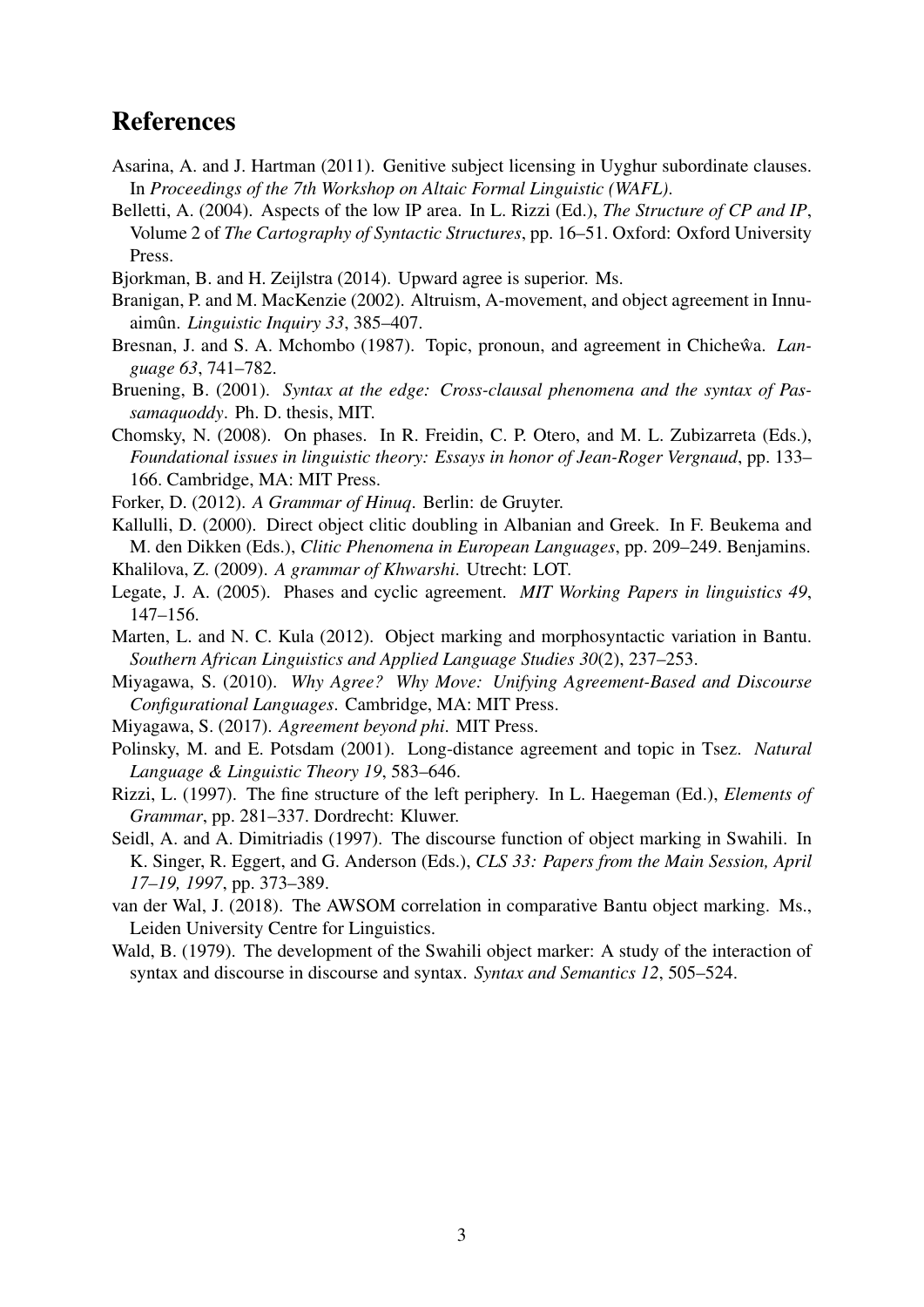## References

Asarina, A. and J. Hartman (2011). Genitive subject licensing in Uyghur subordinate clauses. In *Proceedings of the 7th Workshop on Altaic Formal Linguistic (WAFL)*.

Belletti, A. (2004). Aspects of the low IP area. In L. Rizzi (Ed.), *The Structure of CP and IP*, Volume 2 of *The Cartography of Syntactic Structures*, pp. 16–51. Oxford: Oxford University Press.

Bjorkman, B. and H. Zeijlstra (2014). Upward agree is superior. Ms.

Branigan, P. and M. MacKenzie (2002). Altruism, A-movement, and object agreement in Innu-aimûn. *Linguistic Inquiry 33*, 385–407.

Bresnan, J. and S. A. Mchombo (1987). Topic, pronoun, and agreement in Chicheŵa. *Language 63*, 741–782.

Bruening, B. (2001). *Syntax at the edge: Cross-clausal phenomena and the syntax of Passamaquoddy*. Ph. D. thesis, MIT.

Chomsky, N. (2008). On phases. In R. Freidin, C. P. Otero, and M. L. Zubizarreta (Eds.), *Foundational issues in linguistic theory: Essays in honor of Jean-Roger Vergnaud*, pp. 133–166. Cambridge, MA: MIT Press.

Forker, D. (2012). *A Grammar of Hinuq*. Berlin: de Gruyter.

Kallulli, D. (2000). Direct object clitic doubling in Albanian and Greek. In F. Beukema and M. den Dikken (Eds.), *Clitic Phenomena in European Languages*, pp. 209–249. Benjamins.

Khalilova, Z. (2009). *A grammar of Khwarshi*. Utrecht: LOT.

Legate, J. A. (2005). Phases and cyclic agreement. *MIT Working Papers in linguistics 49*, 147–156.

Marten, L. and N. C. Kula (2012). Object marking and morphosyntactic variation in Bantu. *Southern African Linguistics and Applied Language Studies 30*(2), 237–253.

Miyagawa, S. (2010). *Why Agree? Why Move: Unifying Agreement-Based and Discourse Configurational Languages*. Cambridge, MA: MIT Press.

Miyagawa, S. (2017). *Agreement beyond phi*. MIT Press.

Polinsky, M. and E. Potsdam (2001). Long-distance agreement and topic in Tsez. *Natural Language & Linguistic Theory 19*, 583–646.

Rizzi, L. (1997). The fine structure of the left periphery. In L. Haegeman (Ed.), *Elements of Grammar*, pp. 281–337. Dordrecht: Kluwer.

Seidl, A. and A. Dimitriadis (1997). The discourse function of object marking in Swahili. In K. Singer, R. Eggert, and G. Anderson (Eds.), *CLS 33: Papers from the Main Session, April 17–19, 1997*, pp. 373–389.

van der Wal, J. (2018). The AWSOM correlation in comparative Bantu object marking. Ms., Leiden University Centre for Linguistics.

Wald, B. (1979). The development of the Swahili object marker: A study of the interaction of syntax and discourse in discourse and syntax. *Syntax and Semantics 12*, 505–524.